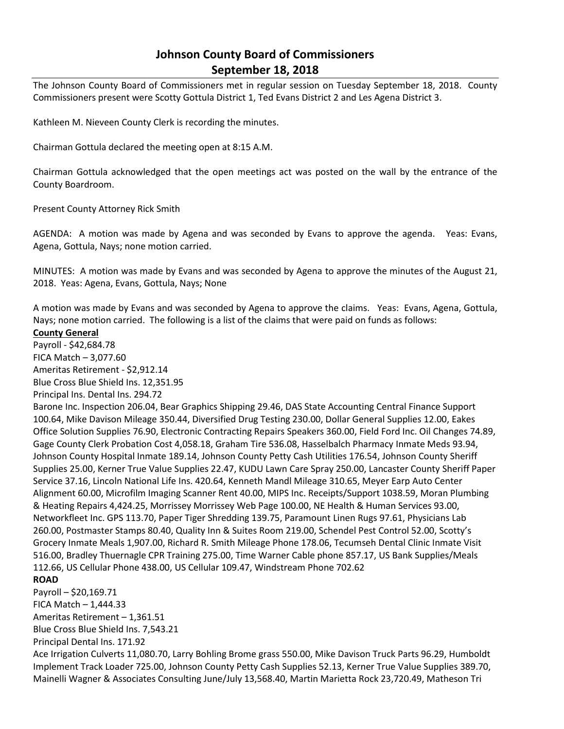# Johnson County Board of Commissioners
## September 18, 2018

The Johnson County Board of Commissioners met in regular session on Tuesday September 18, 2018. County Commissioners present were Scotty Gottula District 1, Ted Evans District 2 and Les Agena District 3.

Kathleen M. Nieveen County Clerk is recording the minutes.

Chairman Gottula declared the meeting open at 8:15 A.M.

Chairman Gottula acknowledged that the open meetings act was posted on the wall by the entrance of the County Boardroom.

Present County Attorney Rick Smith

AGENDA: A motion was made by Agena and was seconded by Evans to approve the agenda. Yeas: Evans, Agena, Gottula, Nays; none motion carried.

MINUTES: A motion was made by Evans and was seconded by Agena to approve the minutes of the August 21, 2018. Yeas: Agena, Evans, Gottula, Nays; None

A motion was made by Evans and was seconded by Agena to approve the claims. Yeas: Evans, Agena, Gottula, Nays; none motion carried. The following is a list of the claims that were paid on funds as follows:

**County General**

Payroll - $42,684.78
FICA Match – 3,077.60
Ameritas Retirement - $2,912.14
Blue Cross Blue Shield Ins. 12,351.95
Principal Ins. Dental Ins. 294.72
Barone Inc. Inspection 206.04, Bear Graphics Shipping 29.46, DAS State Accounting Central Finance Support 100.64, Mike Davison Mileage 350.44, Diversified Drug Testing 230.00, Dollar General Supplies 12.00, Eakes Office Solution Supplies 76.90, Electronic Contracting Repairs Speakers 360.00, Field Ford Inc. Oil Changes 74.89, Gage County Clerk Probation Cost 4,058.18, Graham Tire 536.08, Hasselbalch Pharmacy Inmate Meds 93.94, Johnson County Hospital Inmate 189.14, Johnson County Petty Cash Utilities 176.54, Johnson County Sheriff Supplies 25.00, Kerner True Value Supplies 22.47, KUDU Lawn Care Spray 250.00, Lancaster County Sheriff Paper Service 37.16, Lincoln National Life Ins. 420.64, Kenneth Mandl Mileage 310.65, Meyer Earp Auto Center Alignment 60.00, Microfilm Imaging Scanner Rent 40.00, MIPS Inc. Receipts/Support 1038.59, Moran Plumbing & Heating Repairs 4,424.25, Morrissey Morrissey Web Page 100.00, NE Health & Human Services 93.00, Networkfleet Inc. GPS 113.70, Paper Tiger Shredding 139.75, Paramount Linen Rugs 97.61, Physicians Lab 260.00, Postmaster Stamps 80.40, Quality Inn & Suites Room 219.00, Schendel Pest Control 52.00, Scotty's Grocery Inmate Meals 1,907.00, Richard R. Smith Mileage Phone 178.06, Tecumseh Dental Clinic Inmate Visit 516.00, Bradley Thuernagle CPR Training 275.00, Time Warner Cable phone 857.17, US Bank Supplies/Meals 112.66, US Cellular Phone 438.00, US Cellular 109.47, Windstream Phone 702.62

**ROAD**

Payroll – $20,169.71
FICA Match – 1,444.33
Ameritas Retirement – 1,361.51
Blue Cross Blue Shield Ins. 7,543.21
Principal Dental Ins. 171.92
Ace Irrigation Culverts 11,080.70, Larry Bohling Brome grass 550.00, Mike Davison Truck Parts 96.29, Humboldt Implement Track Loader 725.00, Johnson County Petty Cash Supplies 52.13, Kerner True Value Supplies 389.70, Mainelli Wagner & Associates Consulting June/July 13,568.40, Martin Marietta Rock 23,720.49, Matheson Tri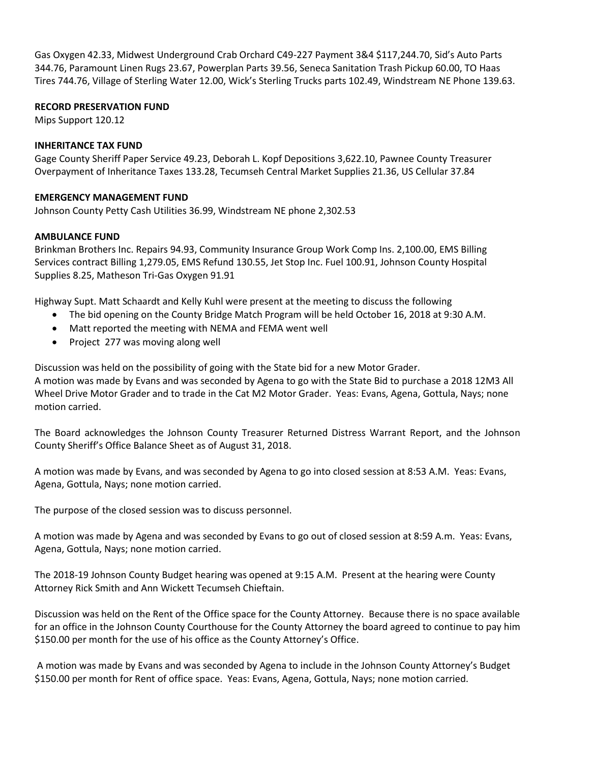Gas Oxygen 42.33, Midwest Underground Crab Orchard C49-227 Payment 3&4 $117,244.70, Sid's Auto Parts 344.76, Paramount Linen Rugs 23.67, Powerplan Parts 39.56, Seneca Sanitation Trash Pickup 60.00, TO Haas Tires 744.76, Village of Sterling Water 12.00, Wick's Sterling Trucks parts 102.49, Windstream NE Phone 139.63.

**RECORD PRESERVATION FUND**

Mips Support 120.12

**INHERITANCE TAX FUND**

Gage County Sheriff Paper Service 49.23, Deborah L. Kopf Depositions 3,622.10, Pawnee County Treasurer Overpayment of Inheritance Taxes 133.28, Tecumseh Central Market Supplies 21.36, US Cellular 37.84

**EMERGENCY MANAGEMENT FUND**

Johnson County Petty Cash Utilities 36.99, Windstream NE phone 2,302.53

**AMBULANCE FUND**

Brinkman Brothers Inc. Repairs 94.93, Community Insurance Group Work Comp Ins. 2,100.00, EMS Billing Services contract Billing 1,279.05, EMS Refund 130.55, Jet Stop Inc. Fuel 100.91, Johnson County Hospital Supplies 8.25, Matheson Tri-Gas Oxygen 91.91

Highway Supt. Matt Schaardt and Kelly Kuhl were present at the meeting to discuss the following

- The bid opening on the County Bridge Match Program will be held October 16, 2018 at 9:30 A.M.
- Matt reported the meeting with NEMA and FEMA went well
- Project 277 was moving along well

Discussion was held on the possibility of going with the State bid for a new Motor Grader.
A motion was made by Evans and was seconded by Agena to go with the State Bid to purchase a 2018 12M3 All Wheel Drive Motor Grader and to trade in the Cat M2 Motor Grader. Yeas: Evans, Agena, Gottula, Nays; none motion carried.

The Board acknowledges the Johnson County Treasurer Returned Distress Warrant Report, and the Johnson County Sheriff's Office Balance Sheet as of August 31, 2018.

A motion was made by Evans, and was seconded by Agena to go into closed session at 8:53 A.M. Yeas: Evans, Agena, Gottula, Nays; none motion carried.

The purpose of the closed session was to discuss personnel.

A motion was made by Agena and was seconded by Evans to go out of closed session at 8:59 A.m. Yeas: Evans, Agena, Gottula, Nays; none motion carried.

The 2018-19 Johnson County Budget hearing was opened at 9:15 A.M. Present at the hearing were County Attorney Rick Smith and Ann Wickett Tecumseh Chieftain.

Discussion was held on the Rent of the Office space for the County Attorney. Because there is no space available for an office in the Johnson County Courthouse for the County Attorney the board agreed to continue to pay him $150.00 per month for the use of his office as the County Attorney's Office.

A motion was made by Evans and was seconded by Agena to include in the Johnson County Attorney's Budget $150.00 per month for Rent of office space. Yeas: Evans, Agena, Gottula, Nays; none motion carried.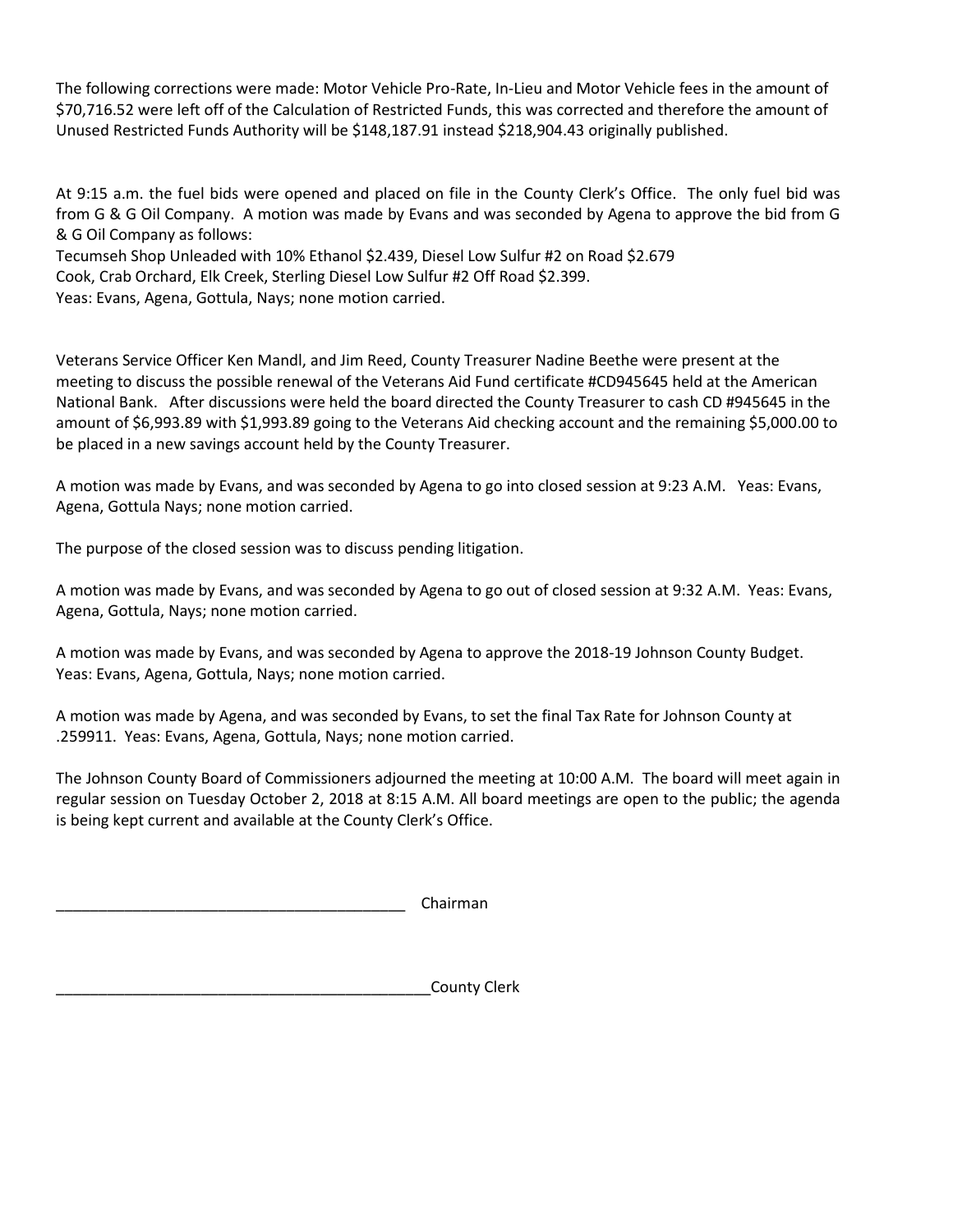The following corrections were made: Motor Vehicle Pro-Rate, In-Lieu and Motor Vehicle fees in the amount of $70,716.52 were left off of the Calculation of Restricted Funds, this was corrected and therefore the amount of Unused Restricted Funds Authority will be $148,187.91 instead $218,904.43 originally published.

At 9:15 a.m. the fuel bids were opened and placed on file in the County Clerk's Office. The only fuel bid was from G & G Oil Company. A motion was made by Evans and was seconded by Agena to approve the bid from G & G Oil Company as follows:
Tecumseh Shop Unleaded with 10% Ethanol $2.439, Diesel Low Sulfur #2 on Road $2.679
Cook, Crab Orchard, Elk Creek, Sterling Diesel Low Sulfur #2 Off Road $2.399.
Yeas: Evans, Agena, Gottula, Nays; none motion carried.

Veterans Service Officer Ken Mandl, and Jim Reed, County Treasurer Nadine Beethe were present at the meeting to discuss the possible renewal of the Veterans Aid Fund certificate #CD945645 held at the American National Bank. After discussions were held the board directed the County Treasurer to cash CD #945645 in the amount of $6,993.89 with $1,993.89 going to the Veterans Aid checking account and the remaining $5,000.00 to be placed in a new savings account held by the County Treasurer.

A motion was made by Evans, and was seconded by Agena to go into closed session at 9:23 A.M. Yeas: Evans, Agena, Gottula Nays; none motion carried.

The purpose of the closed session was to discuss pending litigation.

A motion was made by Evans, and was seconded by Agena to go out of closed session at 9:32 A.M. Yeas: Evans, Agena, Gottula, Nays; none motion carried.

A motion was made by Evans, and was seconded by Agena to approve the 2018-19 Johnson County Budget. Yeas: Evans, Agena, Gottula, Nays; none motion carried.

A motion was made by Agena, and was seconded by Evans, to set the final Tax Rate for Johnson County at .259911. Yeas: Evans, Agena, Gottula, Nays; none motion carried.

The Johnson County Board of Commissioners adjourned the meeting at 10:00 A.M. The board will meet again in regular session on Tuesday October 2, 2018 at 8:15 A.M. All board meetings are open to the public; the agenda is being kept current and available at the County Clerk's Office.

___________________________________________ Chairman

_____________________________________________County Clerk